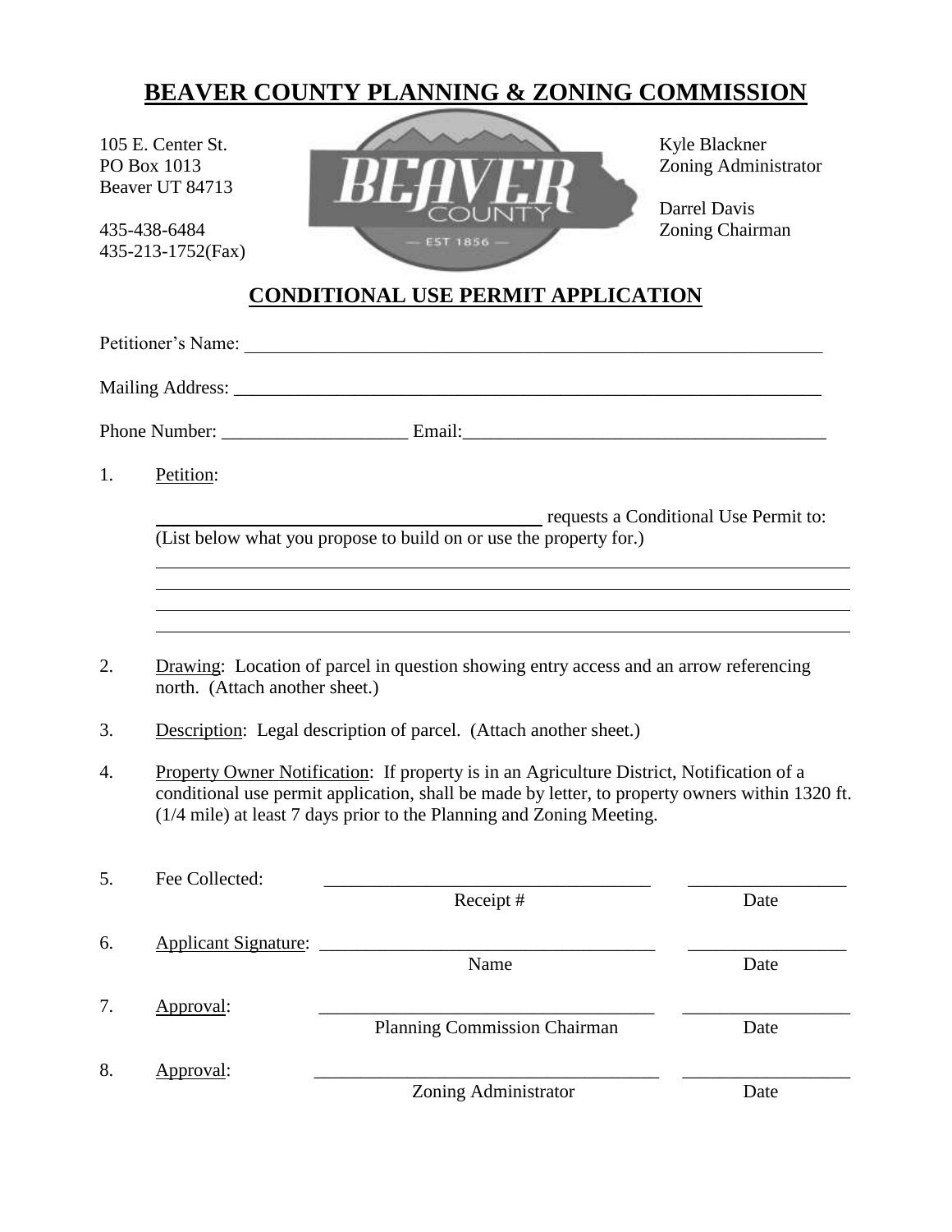# BEAVER COUNTY PLANNING & ZONING COMMISSION

105 E. Center St.
PO Box 1013
Beaver UT 84713

435-438-6484
435-213-1752(Fax)

Kyle Blackner
Zoning Administrator

Darrel Davis
Zoning Chairman

## CONDITIONAL USE PERMIT APPLICATION

Petitioner's Name: ___________________________________________________________________

Mailing Address: ____________________________________________________________________

Phone Number: ____________________ Email:________________________________________

1. Petition:

   ___________________________________ requests a Conditional Use Permit to:
   (List below what you propose to build on or use the property for.)

   ______________________________________________________________________________
   ______________________________________________________________________________
   ______________________________________________________________________________
   ______________________________________________________________________________

2. Drawing: Location of parcel in question showing entry access and an arrow referencing north. (Attach another sheet.)

3. Description: Legal description of parcel. (Attach another sheet.)

4. Property Owner Notification: If property is in an Agriculture District, Notification of a conditional use permit application, shall be made by letter, to property owners within 1320 ft. (1/4 mile) at least 7 days prior to the Planning and Zoning Meeting.

5. Fee Collected: ____________________________________ __________________
   Receipt # Date

6. Applicant Signature: ____________________________________ __________________
   Name Date

7. Approval: ____________________________________ __________________
   Planning Commission Chairman Date

8. Approval: ____________________________________ __________________
   Zoning Administrator Date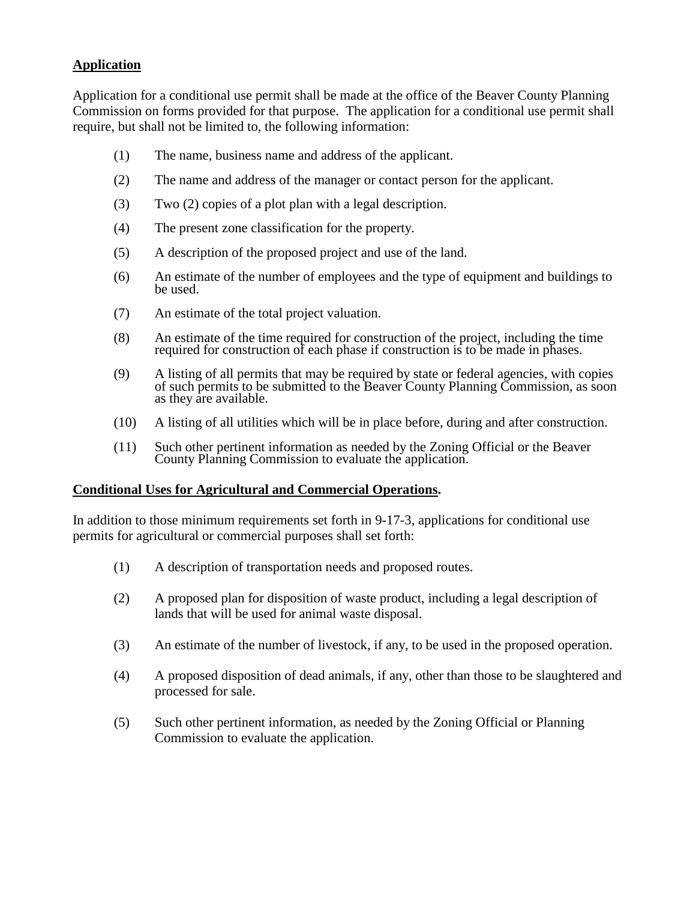**Application**

Application for a conditional use permit shall be made at the office of the Beaver County Planning Commission on forms provided for that purpose. The application for a conditional use permit shall require, but shall not be limited to, the following information:

(1) The name, business name and address of the applicant.

(2) The name and address of the manager or contact person for the applicant.

(3) Two (2) copies of a plot plan with a legal description.

(4) The present zone classification for the property.

(5) A description of the proposed project and use of the land.

(6) An estimate of the number of employees and the type of equipment and buildings to be used.

(7) An estimate of the total project valuation.

(8) An estimate of the time required for construction of the project, including the time required for construction of each phase if construction is to be made in phases.

(9) A listing of all permits that may be required by state or federal agencies, with copies of such permits to be submitted to the Beaver County Planning Commission, as soon as they are available.

(10) A listing of all utilities which will be in place before, during and after construction.

(11) Such other pertinent information as needed by the Zoning Official or the Beaver County Planning Commission to evaluate the application.

**Conditional Uses for Agricultural and Commercial Operations.**

In addition to those minimum requirements set forth in 9-17-3, applications for conditional use permits for agricultural or commercial purposes shall set forth:

(1) A description of transportation needs and proposed routes.

(2) A proposed plan for disposition of waste product, including a legal description of lands that will be used for animal waste disposal.

(3) An estimate of the number of livestock, if any, to be used in the proposed operation.

(4) A proposed disposition of dead animals, if any, other than those to be slaughtered and processed for sale.

(5) Such other pertinent information, as needed by the Zoning Official or Planning Commission to evaluate the application.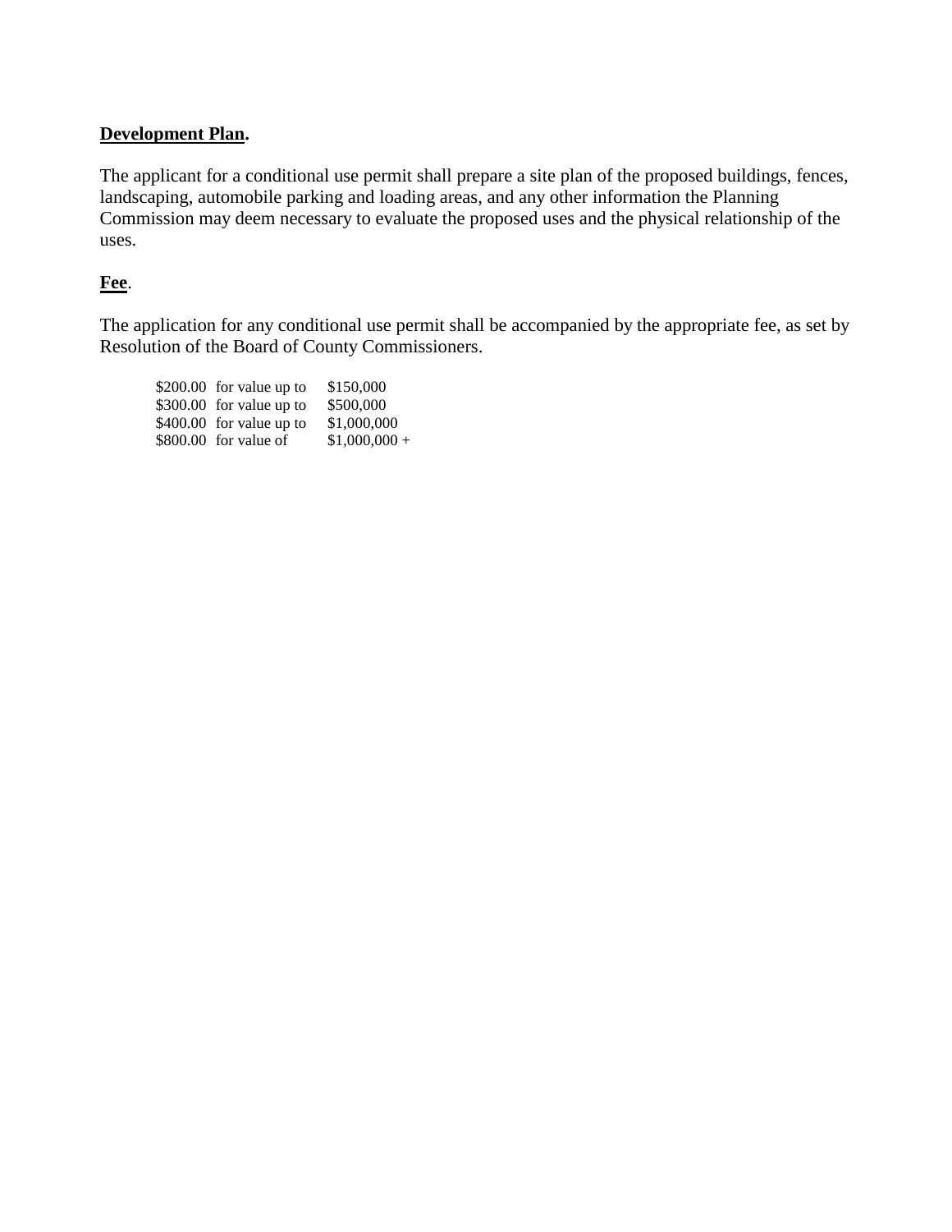**Development Plan.**

The applicant for a conditional use permit shall prepare a site plan of the proposed buildings, fences, landscaping, automobile parking and loading areas, and any other information the Planning Commission may deem necessary to evaluate the proposed uses and the physical relationship of the uses.

**Fee**.

The application for any conditional use permit shall be accompanied by the appropriate fee, as set by Resolution of the Board of County Commissioners.

| | | |
|---|---|---|
| $200.00 | for value up to | $150,000 |
| $300.00 | for value up to | $500,000 |
| $400.00 | for value up to | $1,000,000 |
| $800.00 | for value of | $1,000,000 + |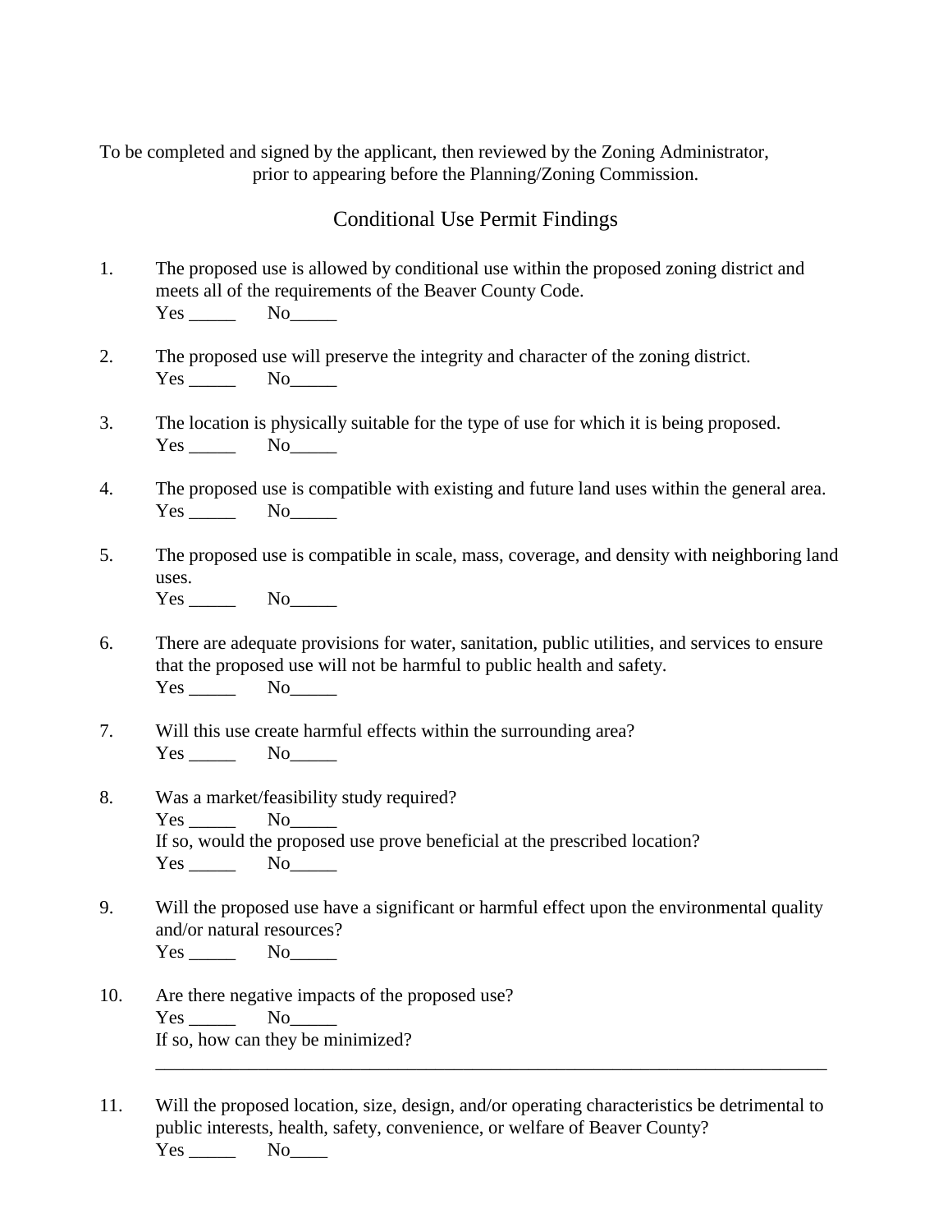To be completed and signed by the applicant, then reviewed by the Zoning Administrator, prior to appearing before the Planning/Zoning Commission.

## Conditional Use Permit Findings

1. The proposed use is allowed by conditional use within the proposed zoning district and meets all of the requirements of the Beaver County Code.
   Yes _____ No_____

2. The proposed use will preserve the integrity and character of the zoning district.
   Yes _____ No_____

3. The location is physically suitable for the type of use for which it is being proposed.
   Yes _____ No_____

4. The proposed use is compatible with existing and future land uses within the general area.
   Yes _____ No_____

5. The proposed use is compatible in scale, mass, coverage, and density with neighboring land uses.
   Yes _____ No_____

6. There are adequate provisions for water, sanitation, public utilities, and services to ensure that the proposed use will not be harmful to public health and safety.
   Yes _____ No_____

7. Will this use create harmful effects within the surrounding area?
   Yes _____ No_____

8. Was a market/feasibility study required?
   Yes _____ No_____
   If so, would the proposed use prove beneficial at the prescribed location?
   Yes _____ No_____

9. Will the proposed use have a significant or harmful effect upon the environmental quality and/or natural resources?
   Yes _____ No_____

10. Are there negative impacts of the proposed use?
    Yes _____ No_____
    If so, how can they be minimized?
    ____________________________________________________________________________

11. Will the proposed location, size, design, and/or operating characteristics be detrimental to public interests, health, safety, convenience, or welfare of Beaver County?
    Yes _____ No____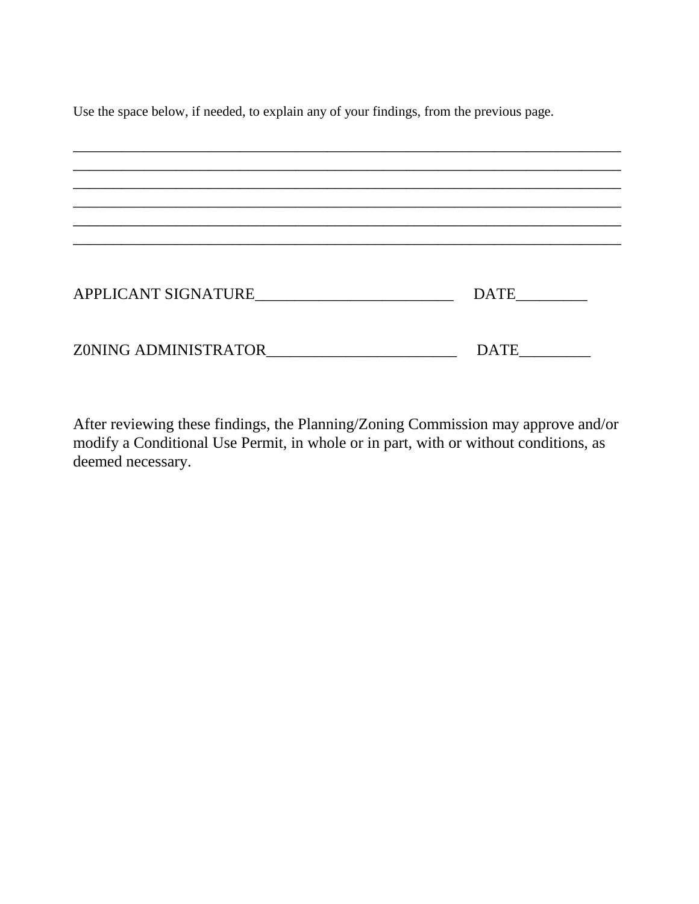Use the space below, if needed, to explain any of your findings, from the previous page.

___________________________________________________________________________
___________________________________________________________________________
___________________________________________________________________________
___________________________________________________________________________
___________________________________________________________________________
___________________________________________________________________________

APPLICANT SIGNATURE_________________________ DATE_________

Z0NING ADMINISTRATOR________________________ DATE_________

After reviewing these findings, the Planning/Zoning Commission may approve and/or modify a Conditional Use Permit, in whole or in part, with or without conditions, as deemed necessary.